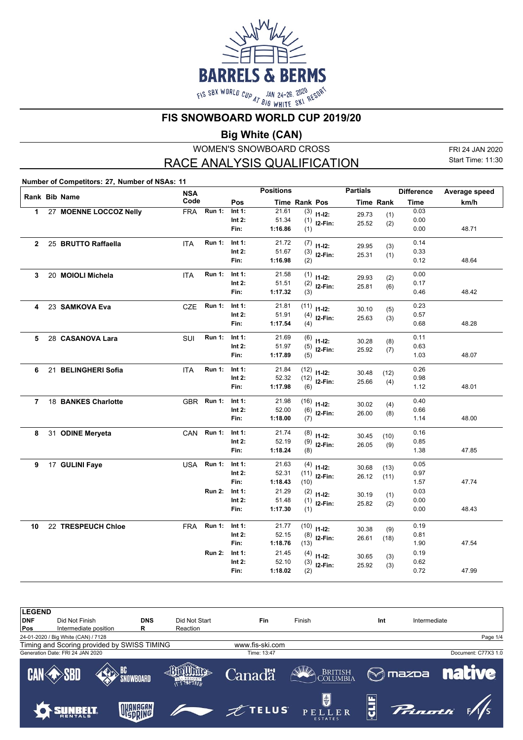# FIS SNOWBOARD WORLD CUP 2019/20

## Big White (CAN)

WOMEN'S SNOWBOARD CROSS

RACE ANALYSIS QUALIFICATION

FRI 24 JAN 2020
Start Time: 11:30

**Number of Competitors: 27, Number of NSAs: 11**

| Rank | Bib | Name | NSA Code | Run | Pos | Time | Rank | Pos | Partials Time | Partials Rank | Difference Time | Average speed km/h |
|---|---|---|---|---|---|---|---|---|---|---|---|---|
| 1 | 27 | **MOENNE LOCCOZ Nelly** | FRA | Run 1: | Int 1: | 21.61 | (3) | I1-I2: | 29.73 | (1) | 0.03 | |
| | | | | | Int 2: | 51.34 | (1) | I2-Fin: | 25.52 | (2) | 0.00 | |
| | | | | | Fin: | 1:16.86 | (1) | | | | 0.00 | 48.71 |
| 2 | 25 | **BRUTTO Raffaella** | ITA | Run 1: | Int 1: | 21.72 | (7) | I1-I2: | 29.95 | (3) | 0.14 | |
| | | | | | Int 2: | 51.67 | (3) | I2-Fin: | 25.31 | (1) | 0.33 | |
| | | | | | Fin: | 1:16.98 | (2) | | | | 0.12 | 48.64 |
| 3 | 20 | **MOIOLI Michela** | ITA | Run 1: | Int 1: | 21.58 | (1) | I1-I2: | 29.93 | (2) | 0.00 | |
| | | | | | Int 2: | 51.51 | (2) | I2-Fin: | 25.81 | (6) | 0.17 | |
| | | | | | Fin: | 1:17.32 | (3) | | | | 0.46 | 48.42 |
| 4 | 23 | **SAMKOVA Eva** | CZE | Run 1: | Int 1: | 21.81 | (11) | I1-I2: | 30.10 | (5) | 0.23 | |
| | | | | | Int 2: | 51.91 | (4) | I2-Fin: | 25.63 | (3) | 0.57 | |
| | | | | | Fin: | 1:17.54 | (4) | | | | 0.68 | 48.28 |
| 5 | 28 | **CASANOVA Lara** | SUI | Run 1: | Int 1: | 21.69 | (6) | I1-I2: | 30.28 | (8) | 0.11 | |
| | | | | | Int 2: | 51.97 | (5) | I2-Fin: | 25.92 | (7) | 0.63 | |
| | | | | | Fin: | 1:17.89 | (5) | | | | 1.03 | 48.07 |
| 6 | 21 | **BELINGHERI Sofia** | ITA | Run 1: | Int 1: | 21.84 | (12) | I1-I2: | 30.48 | (12) | 0.26 | |
| | | | | | Int 2: | 52.32 | (12) | I2-Fin: | 25.66 | (4) | 0.98 | |
| | | | | | Fin: | 1:17.98 | (6) | | | | 1.12 | 48.01 |
| 7 | 18 | **BANKES Charlotte** | GBR | Run 1: | Int 1: | 21.98 | (16) | I1-I2: | 30.02 | (4) | 0.40 | |
| | | | | | Int 2: | 52.00 | (6) | I2-Fin: | 26.00 | (8) | 0.66 | |
| | | | | | Fin: | 1:18.00 | (7) | | | | 1.14 | 48.00 |
| 8 | 31 | **ODINE Meryeta** | CAN | Run 1: | Int 1: | 21.74 | (8) | I1-I2: | 30.45 | (10) | 0.16 | |
| | | | | | Int 2: | 52.19 | (9) | I2-Fin: | 26.05 | (9) | 0.85 | |
| | | | | | Fin: | 1:18.24 | (8) | | | | 1.38 | 47.85 |
| 9 | 17 | **GULINI Faye** | USA | Run 1: | Int 1: | 21.63 | (4) | I1-I2: | 30.68 | (13) | 0.05 | |
| | | | | | Int 2: | 52.31 | (11) | I2-Fin: | 26.12 | (11) | 0.97 | |
| | | | | | Fin: | 1:18.43 | (10) | | | | 1.57 | 47.74 |
| | | | | Run 2: | Int 1: | 21.29 | (2) | I1-I2: | 30.19 | (1) | 0.03 | |
| | | | | | Int 2: | 51.48 | (1) | I2-Fin: | 25.82 | (2) | 0.00 | |
| | | | | | Fin: | 1:17.30 | (1) | | | | 0.00 | 48.43 |
| 10 | 22 | **TRESPEUCH Chloe** | FRA | Run 1: | Int 1: | 21.77 | (10) | I1-I2: | 30.38 | (9) | 0.19 | |
| | | | | | Int 2: | 52.15 | (8) | I2-Fin: | 26.61 | (18) | 0.81 | |
| | | | | | Fin: | 1:18.76 | (13) | | | | 1.90 | 47.54 |
| | | | | Run 2: | Int 1: | 21.45 | (4) | I1-I2: | 30.65 | (3) | 0.19 | |
| | | | | | Int 2: | 52.10 | (3) | I2-Fin: | 25.92 | (3) | 0.62 | |
| | | | | | Fin: | 1:18.02 | (2) | | | | 0.72 | 47.99 |

**LEGEND**

| | | | | | | | |
|---|---|---|---|---|---|---|---|
| DNF | Did Not Finish | DNS | Did Not Start | Fin | Finish | Int | Intermediate |
| Pos | Intermediate position | R | Reaction | | | | |

24-01-2020 / Big White (CAN) / 7128

Timing and Scoring provided by SWISS TIMING — www.fis-ski.com

Generation Date: FRI 24 JAN 2020 — Time: 13:47 — Document: C77X3 1.0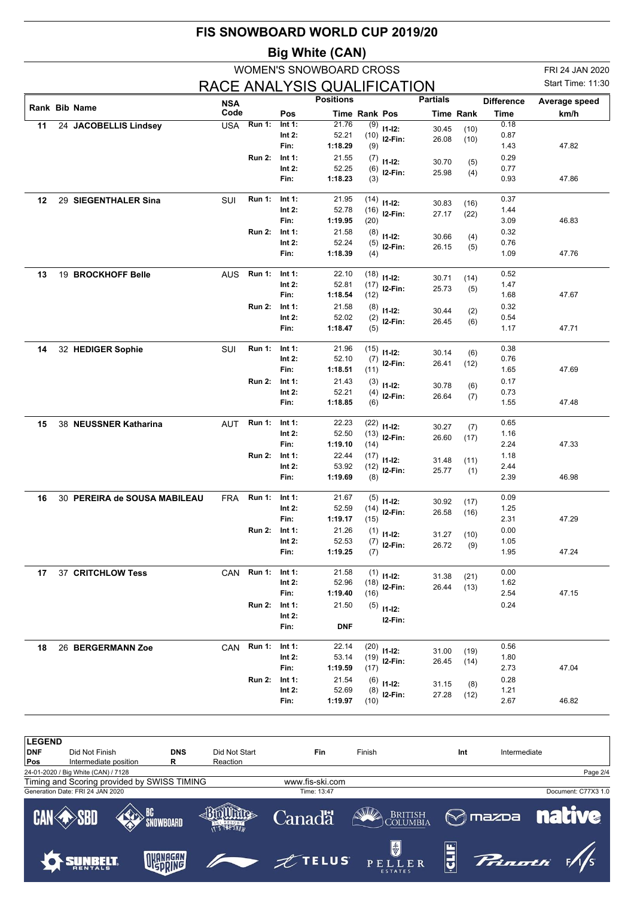# FIS SNOWBOARD WORLD CUP 2019/20

## Big White (CAN)

### WOMEN'S SNOWBOARD CROSS

FRI 24 JAN 2020

## RACE ANALYSIS QUALIFICATION

Start Time: 11:30

| Rank | Bib | Name | NSA Code | Run | Pos | Time | Rank | Pos | Partials Time | Partials Rank | Difference Time | Average speed km/h |
|---|---|---|---|---|---|---|---|---|---|---|---|---|
| 11 | 24 | JACOBELLIS Lindsey | USA | Run 1: | Int 1: | 21.76 | (9) | I1-I2: | 30.45 | (10) | 0.18 | |
| | | | | | Int 2: | 52.21 | (10) | I2-Fin: | 26.08 | (10) | 0.87 | |
| | | | | | Fin: | 1:18.29 | (9) | | | | 1.43 | 47.82 |
| | | | | Run 2: | Int 1: | 21.55 | (7) | I1-I2: | 30.70 | (5) | 0.29 | |
| | | | | | Int 2: | 52.25 | (6) | I2-Fin: | 25.98 | (4) | 0.77 | |
| | | | | | Fin: | 1:18.23 | (3) | | | | 0.93 | 47.86 |
| 12 | 29 | SIEGENTHALER Sina | SUI | Run 1: | Int 1: | 21.95 | (14) | I1-I2: | 30.83 | (16) | 0.37 | |
| | | | | | Int 2: | 52.78 | (16) | I2-Fin: | 27.17 | (22) | 1.44 | |
| | | | | | Fin: | 1:19.95 | (20) | | | | 3.09 | 46.83 |
| | | | | Run 2: | Int 1: | 21.58 | (8) | I1-I2: | 30.66 | (4) | 0.32 | |
| | | | | | Int 2: | 52.24 | (5) | I2-Fin: | 26.15 | (5) | 0.76 | |
| | | | | | Fin: | 1:18.39 | (4) | | | | 1.09 | 47.76 |
| 13 | 19 | BROCKHOFF Belle | AUS | Run 1: | Int 1: | 22.10 | (18) | I1-I2: | 30.71 | (14) | 0.52 | |
| | | | | | Int 2: | 52.81 | (17) | I2-Fin: | 25.73 | (5) | 1.47 | |
| | | | | | Fin: | 1:18.54 | (12) | | | | 1.68 | 47.67 |
| | | | | Run 2: | Int 1: | 21.58 | (8) | I1-I2: | 30.44 | (2) | 0.32 | |
| | | | | | Int 2: | 52.02 | (2) | I2-Fin: | 26.45 | (6) | 0.54 | |
| | | | | | Fin: | 1:18.47 | (5) | | | | 1.17 | 47.71 |
| 14 | 32 | HEDIGER Sophie | SUI | Run 1: | Int 1: | 21.96 | (15) | I1-I2: | 30.14 | (6) | 0.38 | |
| | | | | | Int 2: | 52.10 | (7) | I2-Fin: | 26.41 | (12) | 0.76 | |
| | | | | | Fin: | 1:18.51 | (11) | | | | 1.65 | 47.69 |
| | | | | Run 2: | Int 1: | 21.43 | (3) | I1-I2: | 30.78 | (6) | 0.17 | |
| | | | | | Int 2: | 52.21 | (4) | I2-Fin: | 26.64 | (7) | 0.73 | |
| | | | | | Fin: | 1:18.85 | (6) | | | | 1.55 | 47.48 |
| 15 | 38 | NEUSSNER Katharina | AUT | Run 1: | Int 1: | 22.23 | (22) | I1-I2: | 30.27 | (7) | 0.65 | |
| | | | | | Int 2: | 52.50 | (13) | I2-Fin: | 26.60 | (17) | 1.16 | |
| | | | | | Fin: | 1:19.10 | (14) | | | | 2.24 | 47.33 |
| | | | | Run 2: | Int 1: | 22.44 | (17) | I1-I2: | 31.48 | (11) | 1.18 | |
| | | | | | Int 2: | 53.92 | (12) | I2-Fin: | 25.77 | (1) | 2.44 | |
| | | | | | Fin: | 1:19.69 | (8) | | | | 2.39 | 46.98 |
| 16 | 30 | PEREIRA de SOUSA MABILEAU | FRA | Run 1: | Int 1: | 21.67 | (5) | I1-I2: | 30.92 | (17) | 0.09 | |
| | | | | | Int 2: | 52.59 | (14) | I2-Fin: | 26.58 | (16) | 1.25 | |
| | | | | | Fin: | 1:19.17 | (15) | | | | 2.31 | 47.29 |
| | | | | Run 2: | Int 1: | 21.26 | (1) | I1-I2: | 31.27 | (10) | 0.00 | |
| | | | | | Int 2: | 52.53 | (7) | I2-Fin: | 26.72 | (9) | 1.05 | |
| | | | | | Fin: | 1:19.25 | (7) | | | | 1.95 | 47.24 |
| 17 | 37 | CRITCHLOW Tess | CAN | Run 1: | Int 1: | 21.58 | (1) | I1-I2: | 31.38 | (21) | 0.00 | |
| | | | | | Int 2: | 52.96 | (18) | I2-Fin: | 26.44 | (13) | 1.62 | |
| | | | | | Fin: | 1:19.40 | (16) | | | | 2.54 | 47.15 |
| | | | | Run 2: | Int 1: | 21.50 | (5) | I1-I2: | | | 0.24 | |
| | | | | | Int 2: | | | I2-Fin: | | | | |
| | | | | | Fin: | DNF | | | | | | |
| 18 | 26 | BERGERMANN Zoe | CAN | Run 1: | Int 1: | 22.14 | (20) | I1-I2: | 31.00 | (19) | 0.56 | |
| | | | | | Int 2: | 53.14 | (19) | I2-Fin: | 26.45 | (14) | 1.80 | |
| | | | | | Fin: | 1:19.59 | (17) | | | | 2.73 | 47.04 |
| | | | | Run 2: | Int 1: | 21.54 | (6) | I1-I2: | 31.15 | (8) | 0.28 | |
| | | | | | Int 2: | 52.69 | (8) | I2-Fin: | 27.28 | (12) | 1.21 | |
| | | | | | Fin: | 1:19.97 | (10) | | | | 2.67 | 46.82 |

**LEGEND**

| | | | | | | | |
|---|---|---|---|---|---|---|---|
| DNF | Did Not Finish | DNS | Did Not Start | Fin | Finish | Int | Intermediate |
| Pos | Intermediate position | R | Reaction | | | | |

24-01-2020 / Big White (CAN) / 7128

Timing and Scoring provided by SWISS TIMING — www.fis-ski.com

Generation Date: FRI 24 JAN 2020 — Time: 13:47 — Document: C77X3 1.0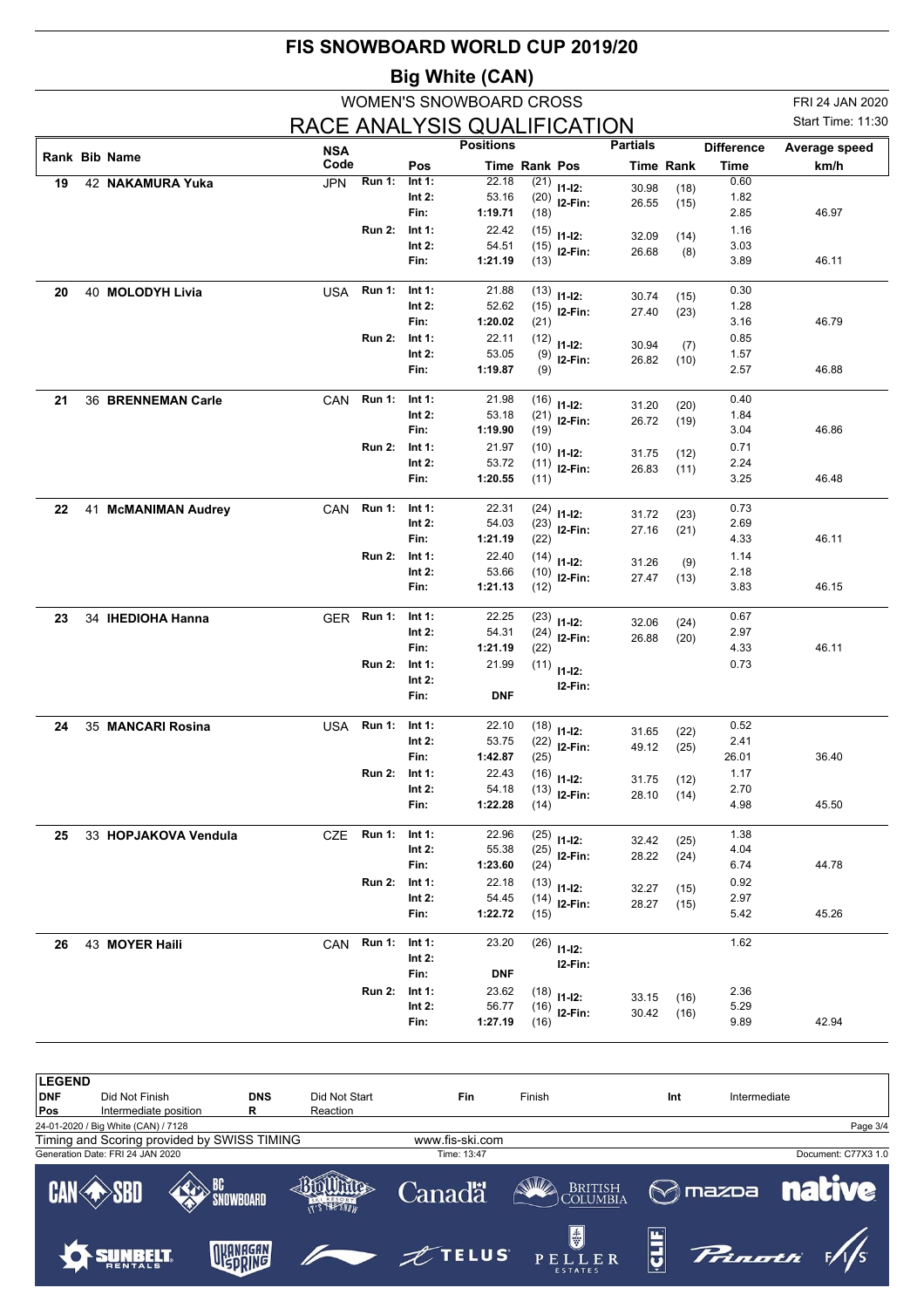# FIS SNOWBOARD WORLD CUP 2019/20

## Big White (CAN)

### WOMEN'S SNOWBOARD CROSS

FRI 24 JAN 2020

## RACE ANALYSIS QUALIFICATION

Start Time: 11:30

| Rank | Bib | Name | NSA Code | Run | Pos | Time | Rank | Pos | Partials Time | Partials Rank | Difference Time | Average speed km/h |
|---|---|---|---|---|---|---|---|---|---|---|---|---|
| 19 | 42 | **NAKAMURA Yuka** | JPN | Run 1: | Int 1: | 22.18 | (21) | I1-I2: | 30.98 | (18) | 0.60 | |
| | | | | | Int 2: | 53.16 | (20) | I2-Fin: | 26.55 | (15) | 1.82 | |
| | | | | | Fin: | **1:19.71** | (18) | | | | 2.85 | 46.97 |
| | | | | Run 2: | Int 1: | 22.42 | (15) | I1-I2: | 32.09 | (14) | 1.16 | |
| | | | | | Int 2: | 54.51 | (15) | I2-Fin: | 26.68 | (8) | 3.03 | |
| | | | | | Fin: | **1:21.19** | (13) | | | | 3.89 | 46.11 |
| 20 | 40 | **MOLODYH Livia** | USA | Run 1: | Int 1: | 21.88 | (13) | I1-I2: | 30.74 | (15) | 0.30 | |
| | | | | | Int 2: | 52.62 | (15) | I2-Fin: | 27.40 | (23) | 1.28 | |
| | | | | | Fin: | **1:20.02** | (21) | | | | 3.16 | 46.79 |
| | | | | Run 2: | Int 1: | 22.11 | (12) | I1-I2: | 30.94 | (7) | 0.85 | |
| | | | | | Int 2: | 53.05 | (9) | I2-Fin: | 26.82 | (10) | 1.57 | |
| | | | | | Fin: | **1:19.87** | (9) | | | | 2.57 | 46.88 |
| 21 | 36 | **BRENNEMAN Carle** | CAN | Run 1: | Int 1: | 21.98 | (16) | I1-I2: | 31.20 | (20) | 0.40 | |
| | | | | | Int 2: | 53.18 | (21) | I2-Fin: | 26.72 | (19) | 1.84 | |
| | | | | | Fin: | **1:19.90** | (19) | | | | 3.04 | 46.86 |
| | | | | Run 2: | Int 1: | 21.97 | (10) | I1-I2: | 31.75 | (12) | 0.71 | |
| | | | | | Int 2: | 53.72 | (11) | I2-Fin: | 26.83 | (11) | 2.24 | |
| | | | | | Fin: | **1:20.55** | (11) | | | | 3.25 | 46.48 |
| 22 | 41 | **McMANIMAN Audrey** | CAN | Run 1: | Int 1: | 22.31 | (24) | I1-I2: | 31.72 | (23) | 0.73 | |
| | | | | | Int 2: | 54.03 | (23) | I2-Fin: | 27.16 | (21) | 2.69 | |
| | | | | | Fin: | **1:21.19** | (22) | | | | 4.33 | 46.11 |
| | | | | Run 2: | Int 1: | 22.40 | (14) | I1-I2: | 31.26 | (9) | 1.14 | |
| | | | | | Int 2: | 53.66 | (10) | I2-Fin: | 27.47 | (13) | 2.18 | |
| | | | | | Fin: | **1:21.13** | (12) | | | | 3.83 | 46.15 |
| 23 | 34 | **IHEDIOHA Hanna** | GER | Run 1: | Int 1: | 22.25 | (23) | I1-I2: | 32.06 | (24) | 0.67 | |
| | | | | | Int 2: | 54.31 | (24) | I2-Fin: | 26.88 | (20) | 2.97 | |
| | | | | | Fin: | **1:21.19** | (22) | | | | 4.33 | 46.11 |
| | | | | Run 2: | Int 1: | 21.99 | (11) | I1-I2: | | | 0.73 | |
| | | | | | Int 2: | | | I2-Fin: | | | | |
| | | | | | Fin: | **DNF** | | | | | | |
| 24 | 35 | **MANCARI Rosina** | USA | Run 1: | Int 1: | 22.10 | (18) | I1-I2: | 31.65 | (22) | 0.52 | |
| | | | | | Int 2: | 53.75 | (22) | I2-Fin: | 49.12 | (25) | 2.41 | |
| | | | | | Fin: | **1:42.87** | (25) | | | | 26.01 | 36.40 |
| | | | | Run 2: | Int 1: | 22.43 | (16) | I1-I2: | 31.75 | (12) | 1.17 | |
| | | | | | Int 2: | 54.18 | (13) | I2-Fin: | 28.10 | (14) | 2.70 | |
| | | | | | Fin: | **1:22.28** | (14) | | | | 4.98 | 45.50 |
| 25 | 33 | **HOPJAKOVA Vendula** | CZE | Run 1: | Int 1: | 22.96 | (25) | I1-I2: | 32.42 | (25) | 1.38 | |
| | | | | | Int 2: | 55.38 | (25) | I2-Fin: | 28.22 | (24) | 4.04 | |
| | | | | | Fin: | **1:23.60** | (24) | | | | 6.74 | 44.78 |
| | | | | Run 2: | Int 1: | 22.18 | (13) | I1-I2: | 32.27 | (15) | 0.92 | |
| | | | | | Int 2: | 54.45 | (14) | I2-Fin: | 28.27 | (15) | 2.97 | |
| | | | | | Fin: | **1:22.72** | (15) | | | | 5.42 | 45.26 |
| 26 | 43 | **MOYER Haili** | CAN | Run 1: | Int 1: | 23.20 | (26) | I1-I2: | | | 1.62 | |
| | | | | | Int 2: | | | I2-Fin: | | | | |
| | | | | | Fin: | **DNF** | | | | | | |
| | | | | Run 2: | Int 1: | 23.62 | (18) | I1-I2: | 33.15 | (16) | 2.36 | |
| | | | | | Int 2: | 56.77 | (16) | I2-Fin: | 30.42 | (16) | 5.29 | |
| | | | | | Fin: | **1:27.19** | (16) | | | | 9.89 | 42.94 |

**LEGEND**

| | | | | | | | |
|---|---|---|---|---|---|---|---|
| **DNF** | Did Not Finish | **DNS** | Did Not Start | **Fin** | Finish | **Int** | Intermediate |
| **Pos** | Intermediate position | **R** | Reaction | | | | |

24-01-2020 / Big White (CAN) / 7128

Timing and Scoring provided by SWISS TIMING — www.fis-ski.com

Generation Date: FRI 24 JAN 2020 — Time: 13:47 — Document: C77X3 1.0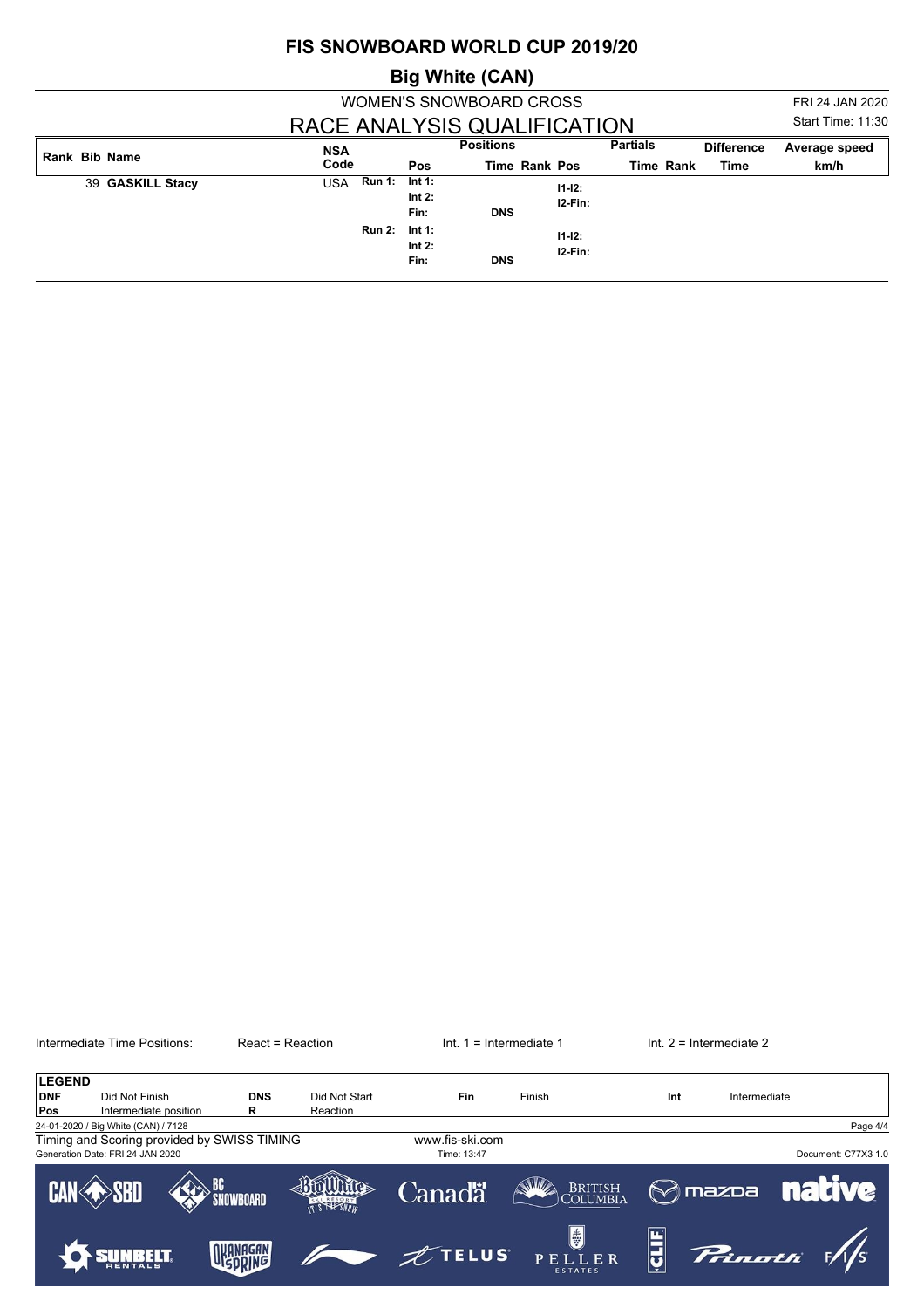# FIS SNOWBOARD WORLD CUP 2019/20

## Big White (CAN)

WOMEN'S SNOWBOARD CROSS

FRI 24 JAN 2020

RACE ANALYSIS QUALIFICATION

Start Time: 11:30

| Rank | Bib | Name | NSA Code | | Positions Pos | Time | Rank | Pos | Partials | Time | Rank | Difference Time | Average speed km/h |
|---|---|---|---|---|---|---|---|---|---|---|---|---|---|
| | 39 | **GASKILL Stacy** | USA | Run 1: | Int 1: | | | | I1-I2: | | | | |
| | | | | | Int 2: | | | | I2-Fin: | | | | |
| | | | | | Fin: | DNS | | | | | | | |
| | | | | Run 2: | Int 1: | | | | I1-I2: | | | | |
| | | | | | Int 2: | | | | I2-Fin: | | | | |
| | | | | | Fin: | DNS | | | | | | | |

Intermediate Time Positions: React = Reaction Int. 1 = Intermediate 1 Int. 2 = Intermediate 2

| LEGEND | | | | | | | |
|---|---|---|---|---|---|---|---|
| DNF | Did Not Finish | DNS | Did Not Start | Fin | Finish | Int | Intermediate |
| Pos | Intermediate position | R | Reaction | | | | |

24-01-2020 / Big White (CAN) / 7128

Timing and Scoring provided by SWISS TIMING

www.fis-ski.com

Generation Date: FRI 24 JAN 2020

Time: 13:47

Document: C77X3 1.0